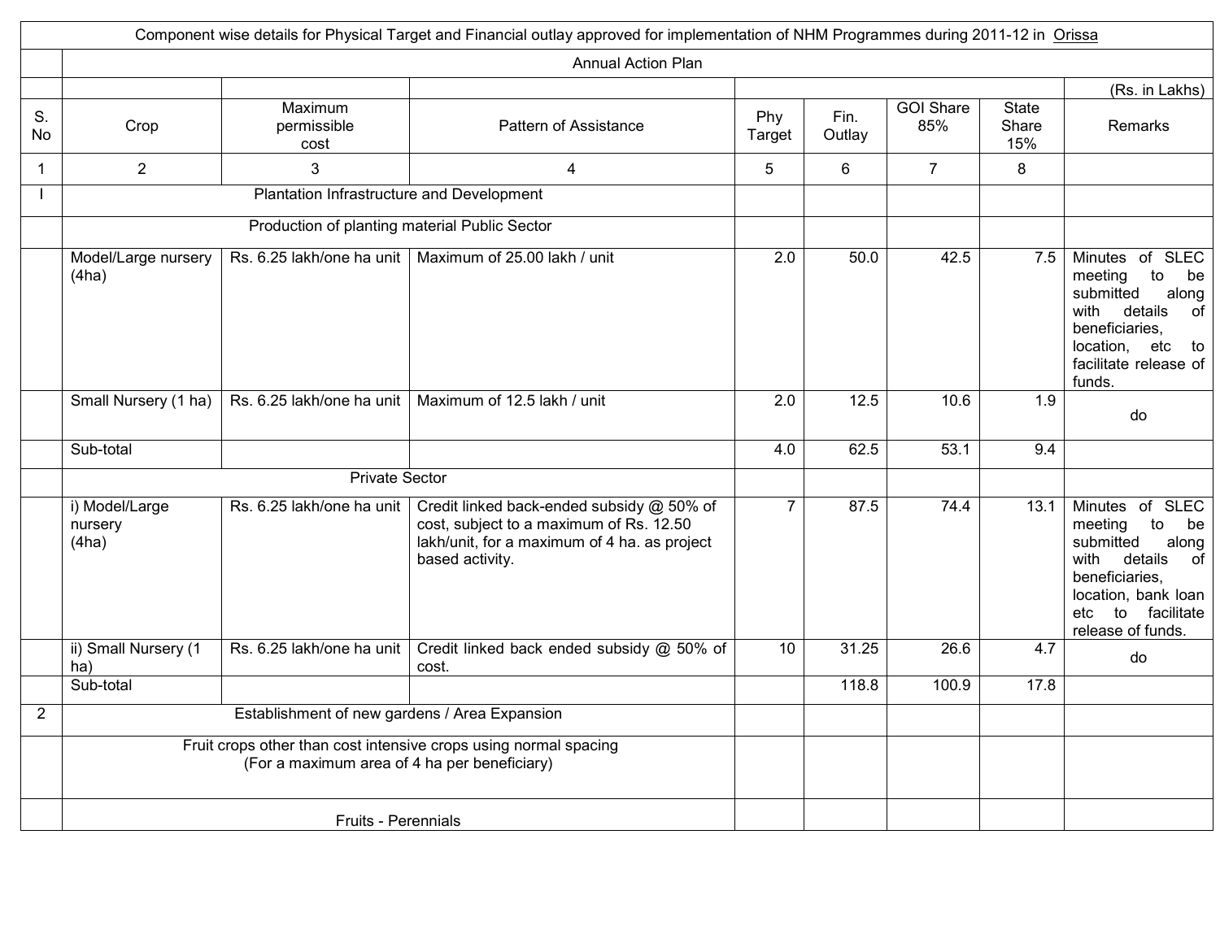Component wise details for Physical Target and Financial outlay approved for implementation of NHM Programmes during 2011-12 in Orissa

Annual Action Plan

(Rs. in Lakhs)

| S. No | Crop | Maximum permissible cost | Pattern of Assistance | Phy Target | Fin. Outlay | GOI Share 85% | State Share 15% | Remarks |
|---|---|---|---|---|---|---|---|---|
| 1 | 2 | 3 | 4 | 5 | 6 | 7 | 8 | |
| I | Plantation Infrastructure and Development | | | | | | | |
| | Production of planting material Public Sector | | | | | | | |
| | Model/Large nursery (4ha) | Rs. 6.25 lakh/one ha unit | Maximum of 25.00 lakh / unit | 2.0 | 50.0 | 42.5 | 7.5 | Minutes of SLEC meeting to be submitted along with details of beneficiaries, location, etc to facilitate release of funds. |
| | Small Nursery (1 ha) | Rs. 6.25 lakh/one ha unit | Maximum of 12.5 lakh / unit | 2.0 | 12.5 | 10.6 | 1.9 | do |
| | Sub-total | | | 4.0 | 62.5 | 53.1 | 9.4 | |
| | Private Sector | | | | | | | |
| | i) Model/Large nursery (4ha) | Rs. 6.25 lakh/one ha unit | Credit linked back-ended subsidy @ 50% of cost, subject to a maximum of Rs. 12.50 lakh/unit, for a maximum of 4 ha. as project based activity. | 7 | 87.5 | 74.4 | 13.1 | Minutes of SLEC meeting to be submitted along with details of beneficiaries, location, bank loan etc to facilitate release of funds. |
| | ii) Small Nursery (1 ha) | Rs. 6.25 lakh/one ha unit | Credit linked back ended subsidy @ 50% of cost. | 10 | 31.25 | 26.6 | 4.7 | do |
| | Sub-total | | | | 118.8 | 100.9 | 17.8 | |
| 2 | Establishment of new gardens / Area Expansion | | | | | | | |
| | Fruit crops other than cost intensive crops using normal spacing (For a maximum area of 4 ha per beneficiary) | | | | | | | |
| | Fruits - Perennials | | | | | | | |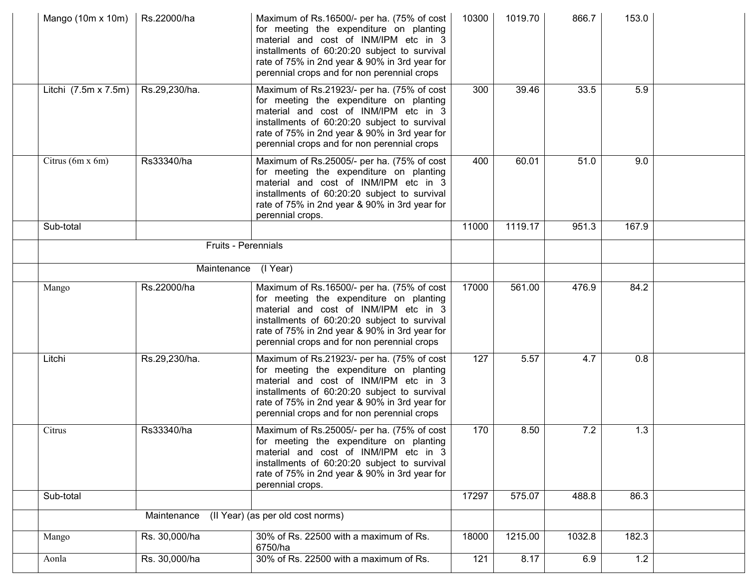| | | | | | | | | |
|---|---|---|---|---|---|---|---|---|
| | Mango (10m x 10m) | Rs.22000/ha | Maximum of Rs.16500/- per ha. (75% of cost for meeting the expenditure on planting material and cost of INM/IPM etc in 3 installments of 60:20:20 subject to survival rate of 75% in 2nd year & 90% in 3rd year for perennial crops and for non perennial crops | 10300 | 1019.70 | 866.7 | 153.0 | |
| | Litchi (7.5m x 7.5m) | Rs.29,230/ha. | Maximum of Rs.21923/- per ha. (75% of cost for meeting the expenditure on planting material and cost of INM/IPM etc in 3 installments of 60:20:20 subject to survival rate of 75% in 2nd year & 90% in 3rd year for perennial crops and for non perennial crops | 300 | 39.46 | 33.5 | 5.9 | |
| | Citrus (6m x 6m) | Rs33340/ha | Maximum of Rs.25005/- per ha. (75% of cost for meeting the expenditure on planting material and cost of INM/IPM etc in 3 installments of 60:20:20 subject to survival rate of 75% in 2nd year & 90% in 3rd year for perennial crops. | 400 | 60.01 | 51.0 | 9.0 | |
| | Sub-total | | | 11000 | 1119.17 | 951.3 | 167.9 | |
| | Fruits - Perennials | | | | | | | |
| | Maintenance (I Year) | | | | | | | |
| | Mango | Rs.22000/ha | Maximum of Rs.16500/- per ha. (75% of cost for meeting the expenditure on planting material and cost of INM/IPM etc in 3 installments of 60:20:20 subject to survival rate of 75% in 2nd year & 90% in 3rd year for perennial crops and for non perennial crops | 17000 | 561.00 | 476.9 | 84.2 | |
| | Litchi | Rs.29,230/ha. | Maximum of Rs.21923/- per ha. (75% of cost for meeting the expenditure on planting material and cost of INM/IPM etc in 3 installments of 60:20:20 subject to survival rate of 75% in 2nd year & 90% in 3rd year for perennial crops and for non perennial crops | 127 | 5.57 | 4.7 | 0.8 | |
| | Citrus | Rs33340/ha | Maximum of Rs.25005/- per ha. (75% of cost for meeting the expenditure on planting material and cost of INM/IPM etc in 3 installments of 60:20:20 subject to survival rate of 75% in 2nd year & 90% in 3rd year for perennial crops. | 170 | 8.50 | 7.2 | 1.3 | |
| | Sub-total | | | 17297 | 575.07 | 488.8 | 86.3 | |
| | Maintenance (II Year) (as per old cost norms) | | | | | | | |
| | Mango | Rs. 30,000/ha | 30% of Rs. 22500 with a maximum of Rs. 6750/ha | 18000 | 1215.00 | 1032.8 | 182.3 | |
| | Aonla | Rs. 30,000/ha | 30% of Rs. 22500 with a maximum of Rs. | 121 | 8.17 | 6.9 | 1.2 | |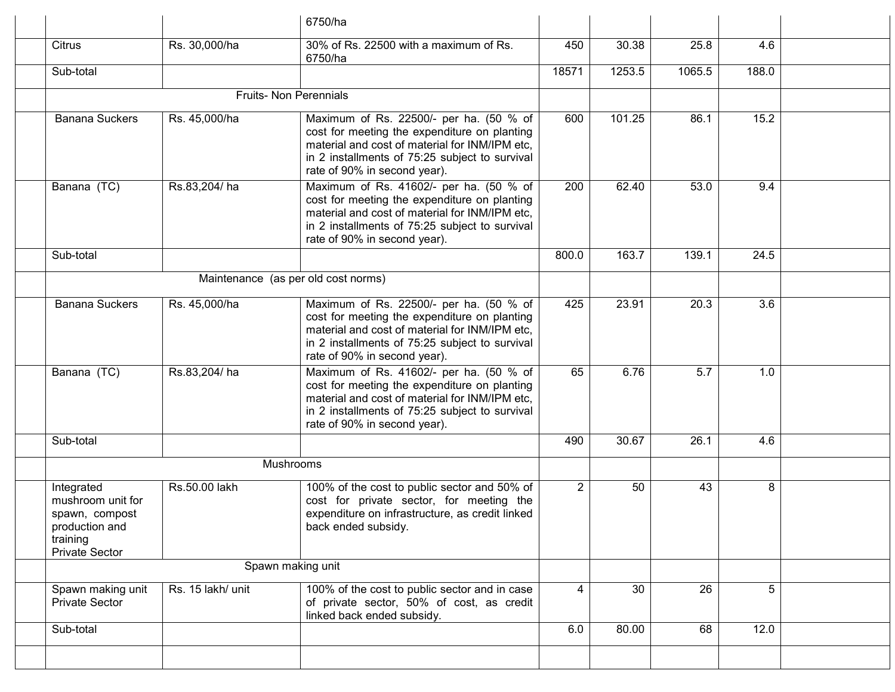| | | | | | | | | |
|---|---|---|---|---|---|---|---|---|
| | | | 6750/ha | | | | | |
| | Citrus | Rs. 30,000/ha | 30% of Rs. 22500 with a maximum of Rs. 6750/ha | 450 | 30.38 | 25.8 | 4.6 | |
| | Sub-total | | | 18571 | 1253.5 | 1065.5 | 188.0 | |
| | Fruits- Non Perennials | | | | | | | |
| | Banana Suckers | Rs. 45,000/ha | Maximum of Rs. 22500/- per ha. (50 % of cost for meeting the expenditure on planting material and cost of material for INM/IPM etc, in 2 installments of 75:25 subject to survival rate of 90% in second year). | 600 | 101.25 | 86.1 | 15.2 | |
| | Banana (TC) | Rs.83,204/ ha | Maximum of Rs. 41602/- per ha. (50 % of cost for meeting the expenditure on planting material and cost of material for INM/IPM etc, in 2 installments of 75:25 subject to survival rate of 90% in second year). | 200 | 62.40 | 53.0 | 9.4 | |
| | Sub-total | | | 800.0 | 163.7 | 139.1 | 24.5 | |
| | Maintenance (as per old cost norms) | | | | | | | |
| | Banana Suckers | Rs. 45,000/ha | Maximum of Rs. 22500/- per ha. (50 % of cost for meeting the expenditure on planting material and cost of material for INM/IPM etc, in 2 installments of 75:25 subject to survival rate of 90% in second year). | 425 | 23.91 | 20.3 | 3.6 | |
| | Banana (TC) | Rs.83,204/ ha | Maximum of Rs. 41602/- per ha. (50 % of cost for meeting the expenditure on planting material and cost of material for INM/IPM etc, in 2 installments of 75:25 subject to survival rate of 90% in second year). | 65 | 6.76 | 5.7 | 1.0 | |
| | Sub-total | | | 490 | 30.67 | 26.1 | 4.6 | |
| | Mushrooms | | | | | | | |
| | Integrated mushroom unit for spawn, compost production and training Private Sector | Rs.50.00 lakh | 100% of the cost to public sector and 50% of cost for private sector, for meeting the expenditure on infrastructure, as credit linked back ended subsidy. | 2 | 50 | 43 | 8 | |
| | Spawn making unit | | | | | | | |
| | Spawn making unit Private Sector | Rs. 15 lakh/ unit | 100% of the cost to public sector and in case of private sector, 50% of cost, as credit linked back ended subsidy. | 4 | 30 | 26 | 5 | |
| | Sub-total | | | 6.0 | 80.00 | 68 | 12.0 | |
| | | | | | | | | |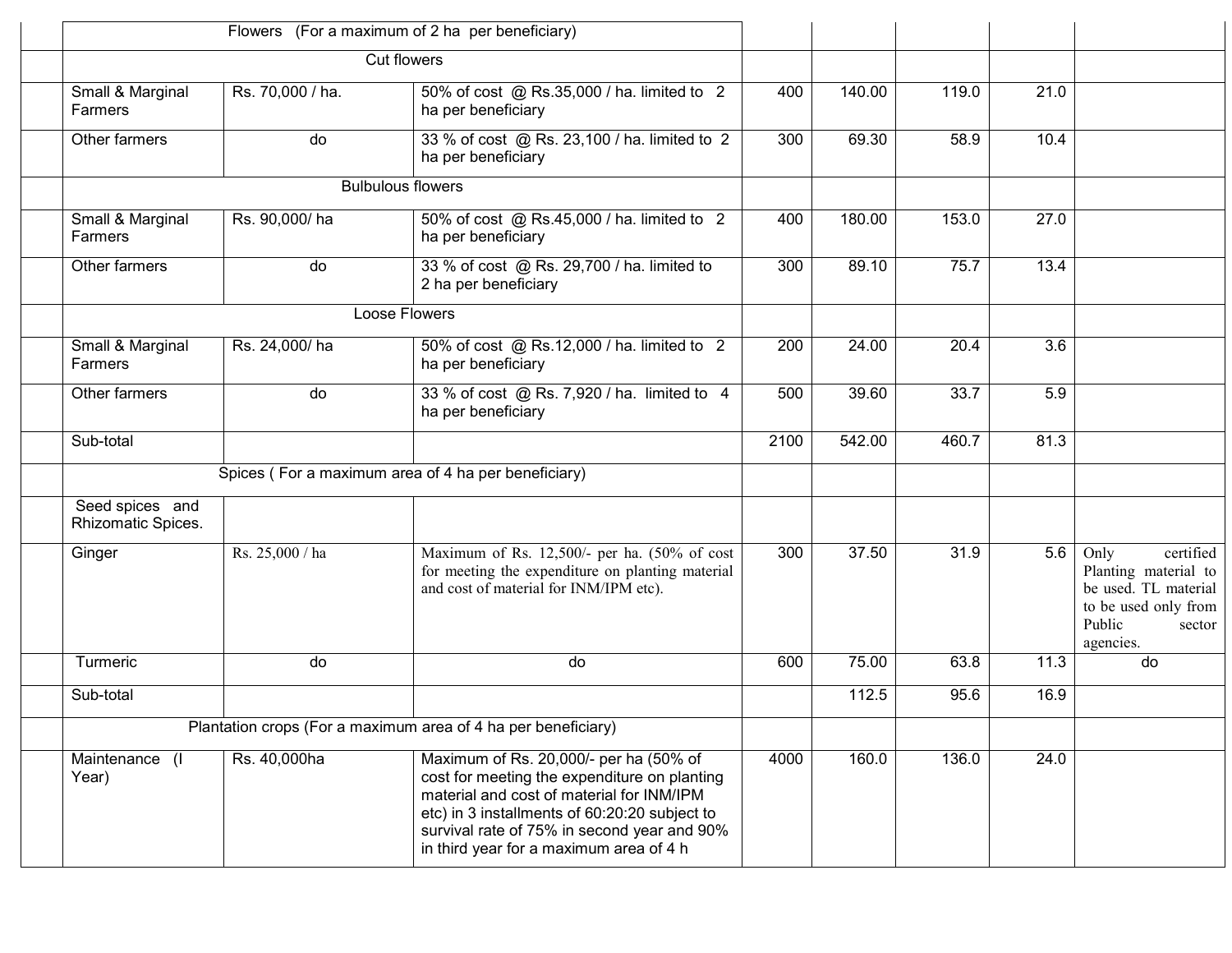| | | | | | | | | |
|---|---|---|---|---|---|---|---|---|
| | Flowers (For a maximum of 2 ha per beneficiary) | | | | | | | |
| | Cut flowers | | | | | | | |
| | Small & Marginal Farmers | Rs. 70,000 / ha. | 50% of cost @ Rs.35,000 / ha. limited to 2 ha per beneficiary | 400 | 140.00 | 119.0 | 21.0 | |
| | Other farmers | do | 33 % of cost @ Rs. 23,100 / ha. limited to 2 ha per beneficiary | 300 | 69.30 | 58.9 | 10.4 | |
| | Bulbulous flowers | | | | | | | |
| | Small & Marginal Farmers | Rs. 90,000/ ha | 50% of cost @ Rs.45,000 / ha. limited to 2 ha per beneficiary | 400 | 180.00 | 153.0 | 27.0 | |
| | Other farmers | do | 33 % of cost @ Rs. 29,700 / ha. limited to 2 ha per beneficiary | 300 | 89.10 | 75.7 | 13.4 | |
| | Loose Flowers | | | | | | | |
| | Small & Marginal Farmers | Rs. 24,000/ ha | 50% of cost @ Rs.12,000 / ha. limited to 2 ha per beneficiary | 200 | 24.00 | 20.4 | 3.6 | |
| | Other farmers | do | 33 % of cost @ Rs. 7,920 / ha. limited to 4 ha per beneficiary | 500 | 39.60 | 33.7 | 5.9 | |
| | Sub-total | | | 2100 | 542.00 | 460.7 | 81.3 | |
| | Spices ( For a maximum area of 4 ha per beneficiary) | | | | | | | |
| | Seed spices and Rhizomatic Spices. | | | | | | | |
| | Ginger | Rs. 25,000 / ha | Maximum of Rs. 12,500/- per ha. (50% of cost for meeting the expenditure on planting material and cost of material for INM/IPM etc). | 300 | 37.50 | 31.9 | 5.6 | Only certified Planting material to be used. TL material to be used only from Public sector agencies. |
| | Turmeric | do | do | 600 | 75.00 | 63.8 | 11.3 | do |
| | Sub-total | | | | 112.5 | 95.6 | 16.9 | |
| | Plantation crops (For a maximum area of 4 ha per beneficiary) | | | | | | | |
| | Maintenance (I Year) | Rs. 40,000ha | Maximum of Rs. 20,000/- per ha (50% of cost for meeting the expenditure on planting material and cost of material for INM/IPM etc) in 3 installments of 60:20:20 subject to survival rate of 75% in second year and 90% in third year for a maximum area of 4 h | 4000 | 160.0 | 136.0 | 24.0 | |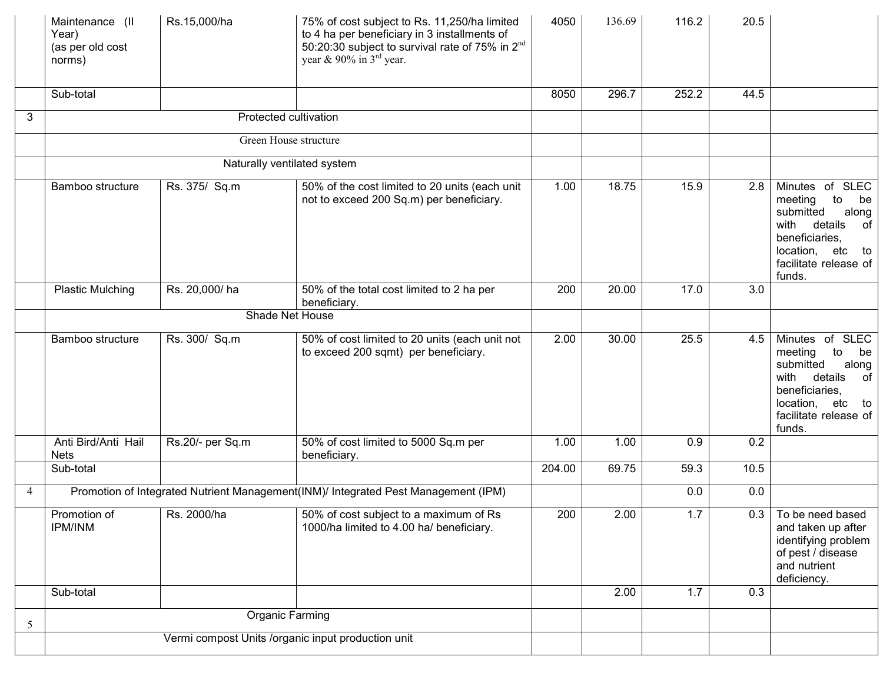| | | | | | | | | |
|---|---|---|---|---|---|---|---|---|
| | Maintenance (II Year) (as per old cost norms) | Rs.15,000/ha | 75% of cost subject to Rs. 11,250/ha limited to 4 ha per beneficiary in 3 installments of 50:20:30 subject to survival rate of 75% in 2nd year & 90% in 3rd year. | 4050 | 136.69 | 116.2 | 20.5 | |
| | Sub-total | | | 8050 | 296.7 | 252.2 | 44.5 | |
| 3 | Protected cultivation | | | | | | | |
| | Green House structure | | | | | | | |
| | Naturally ventilated system | | | | | | | |
| | Bamboo structure | Rs. 375/ Sq.m | 50% of the cost limited to 20 units (each unit not to exceed 200 Sq.m) per beneficiary. | 1.00 | 18.75 | 15.9 | 2.8 | Minutes of SLEC meeting to be submitted along with details of beneficiaries, location, etc to facilitate release of funds. |
| | Plastic Mulching | Rs. 20,000/ ha | 50% of the total cost limited to 2 ha per beneficiary. | 200 | 20.00 | 17.0 | 3.0 | |
| | Shade Net House | | | | | | | |
| | Bamboo structure | Rs. 300/ Sq.m | 50% of cost limited to 20 units (each unit not to exceed 200 sqmt) per beneficiary. | 2.00 | 30.00 | 25.5 | 4.5 | Minutes of SLEC meeting to be submitted along with details of beneficiaries, location, etc to facilitate release of funds. |
| | Anti Bird/Anti Hail Nets | Rs.20/- per Sq.m | 50% of cost limited to 5000 Sq.m per beneficiary. | 1.00 | 1.00 | 0.9 | 0.2 | |
| | Sub-total | | | 204.00 | 69.75 | 59.3 | 10.5 | |
| 4 | Promotion of Integrated Nutrient Management(INM)/ Integrated Pest Management (IPM) | | | | | 0.0 | 0.0 | |
| | Promotion of IPM/INM | Rs. 2000/ha | 50% of cost subject to a maximum of Rs 1000/ha limited to 4.00 ha/ beneficiary. | 200 | 2.00 | 1.7 | 0.3 | To be need based and taken up after identifying problem of pest / disease and nutrient deficiency. |
| | Sub-total | | | | 2.00 | 1.7 | 0.3 | |
| 5 | Organic Farming | | | | | | | |
| | Vermi compost Units /organic input production unit | | | | | | | |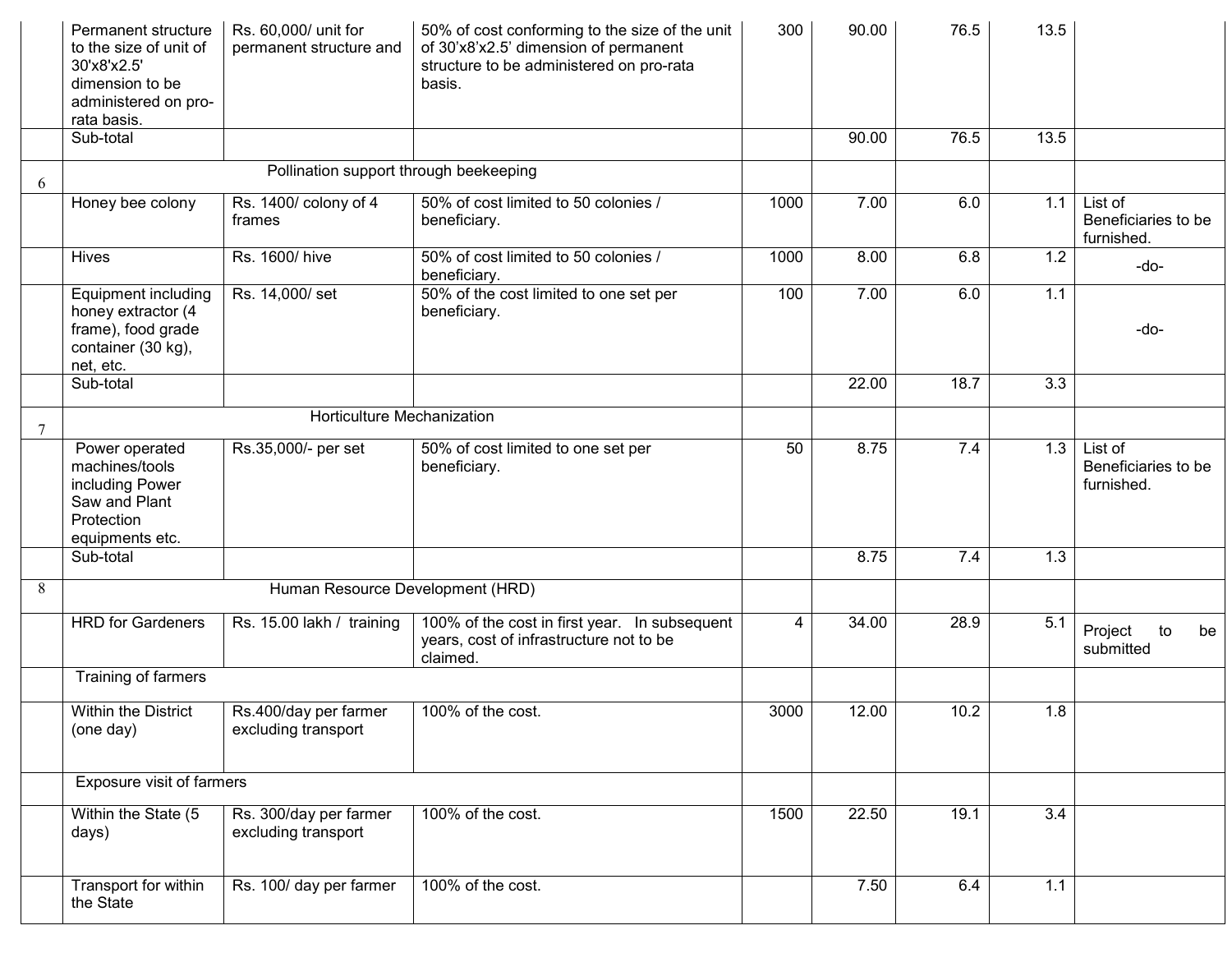|  |  |  |  |  |  |  |  |  |
|---|---|---|---|---|---|---|---|---|
|  | Permanent structure to the size of unit of 30'x8'x2.5' dimension to be administered on pro-rata basis. | Rs. 60,000/ unit for permanent structure and | 50% of cost conforming to the size of the unit of 30'x8'x2.5' dimension of permanent structure to be administered on pro-rata basis. | 300 | 90.00 | 76.5 | 13.5 |  |
|  | Sub-total |  |  |  | 90.00 | 76.5 | 13.5 |  |
| 6 | Pollination support through beekeeping |  |  |  |  |  |  |  |
|  | Honey bee colony | Rs. 1400/ colony of 4 frames | 50% of cost limited to 50 colonies / beneficiary. | 1000 | 7.00 | 6.0 | 1.1 | List of Beneficiaries to be furnished. |
|  | Hives | Rs. 1600/ hive | 50% of cost limited to 50 colonies / beneficiary. | 1000 | 8.00 | 6.8 | 1.2 | -do- |
|  | Equipment including honey extractor (4 frame), food grade container (30 kg), net, etc. | Rs. 14,000/ set | 50% of the cost limited to one set per beneficiary. | 100 | 7.00 | 6.0 | 1.1 | -do- |
|  | Sub-total |  |  |  | 22.00 | 18.7 | 3.3 |  |
| 7 | Horticulture Mechanization |  |  |  |  |  |  |  |
|  | Power operated machines/tools including Power Saw and Plant Protection equipments etc. | Rs.35,000/- per set | 50% of cost limited to one set per beneficiary. | 50 | 8.75 | 7.4 | 1.3 | List of Beneficiaries to be furnished. |
|  | Sub-total |  |  |  | 8.75 | 7.4 | 1.3 |  |
| 8 | Human Resource Development (HRD) |  |  |  |  |  |  |  |
|  | HRD for Gardeners | Rs. 15.00 lakh / training | 100% of the cost in first year. In subsequent years, cost of infrastructure not to be claimed. | 4 | 34.00 | 28.9 | 5.1 | Project to be submitted |
|  | Training of farmers |  |  |  |  |  |  |  |
|  | Within the District (one day) | Rs.400/day per farmer excluding transport | 100% of the cost. | 3000 | 12.00 | 10.2 | 1.8 |  |
|  | Exposure visit of farmers |  |  |  |  |  |  |  |
|  | Within the State (5 days) | Rs. 300/day per farmer excluding transport | 100% of the cost. | 1500 | 22.50 | 19.1 | 3.4 |  |
|  | Transport for within the State | Rs. 100/ day per farmer | 100% of the cost. |  | 7.50 | 6.4 | 1.1 |  |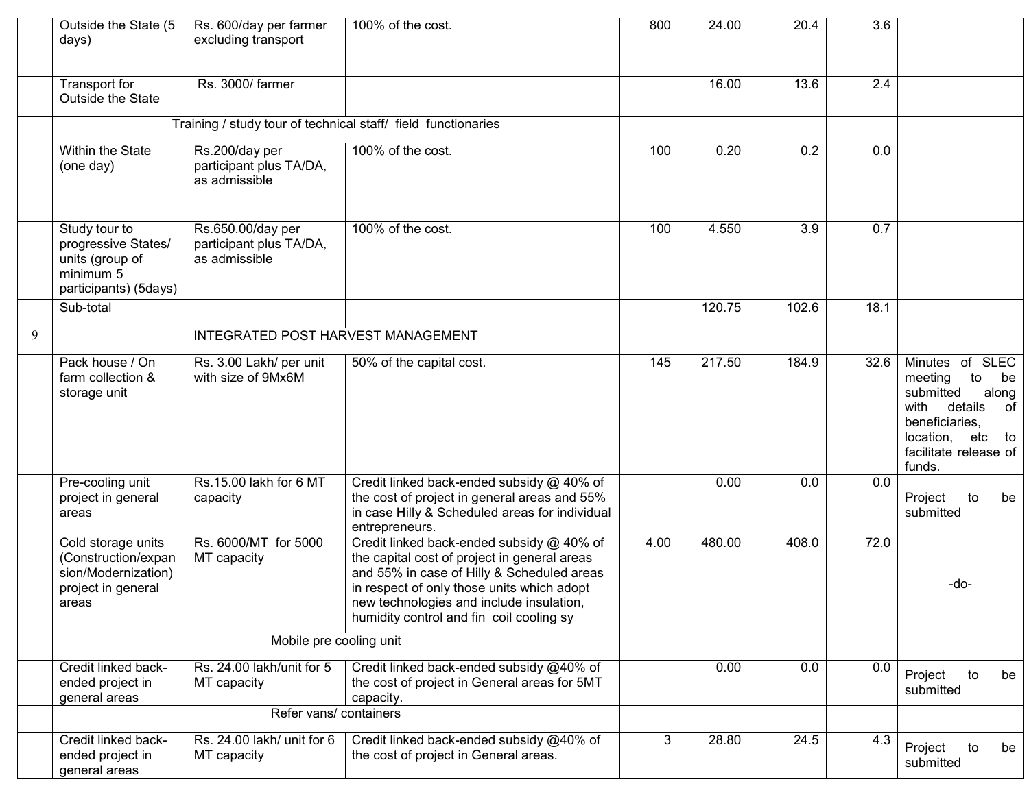| | | | | | | | | |
|---|---|---|---|---|---|---|---|---|
| | Outside the State (5 days) | Rs. 600/day per farmer excluding transport | 100% of the cost. | 800 | 24.00 | 20.4 | 3.6 | |
| | Transport for Outside the State | Rs. 3000/ farmer | | | 16.00 | 13.6 | 2.4 | |
| | Training / study tour of technical staff/ field functionaries | | | | | | | |
| | Within the State (one day) | Rs.200/day per participant plus TA/DA, as admissible | 100% of the cost. | 100 | 0.20 | 0.2 | 0.0 | |
| | Study tour to progressive States/ units (group of minimum 5 participants) (5days) | Rs.650.00/day per participant plus TA/DA, as admissible | 100% of the cost. | 100 | 4.550 | 3.9 | 0.7 | |
| | Sub-total | | | | 120.75 | 102.6 | 18.1 | |
| 9 | INTEGRATED POST HARVEST MANAGEMENT | | | | | | | |
| | Pack house / On farm collection & storage unit | Rs. 3.00 Lakh/ per unit with size of 9Mx6M | 50% of the capital cost. | 145 | 217.50 | 184.9 | 32.6 | Minutes of SLEC meeting to be submitted along with details of beneficiaries, location, etc to facilitate release of funds. |
| | Pre-cooling unit project in general areas | Rs.15.00 lakh for 6 MT capacity | Credit linked back-ended subsidy @ 40% of the cost of project in general areas and 55% in case Hilly & Scheduled areas for individual entrepreneurs. | | 0.00 | 0.0 | 0.0 | Project to be submitted |
| | Cold storage units (Construction/expansion/Modernization) project in general areas | Rs. 6000/MT for 5000 MT capacity | Credit linked back-ended subsidy @ 40% of the capital cost of project in general areas and 55% in case of Hilly & Scheduled areas in respect of only those units which adopt new technologies and include insulation, humidity control and fin coil cooling sy | 4.00 | 480.00 | 408.0 | 72.0 | -do- |
| | Mobile pre cooling unit | | | | | | | |
| | Credit linked back-ended project in general areas | Rs. 24.00 lakh/unit for 5 MT capacity | Credit linked back-ended subsidy @40% of the cost of project in General areas for 5MT capacity. | | 0.00 | 0.0 | 0.0 | Project to be submitted |
| | Refer vans/ containers | | | | | | | |
| | Credit linked back-ended project in general areas | Rs. 24.00 lakh/ unit for 6 MT capacity | Credit linked back-ended subsidy @40% of the cost of project in General areas. | 3 | 28.80 | 24.5 | 4.3 | Project to be submitted |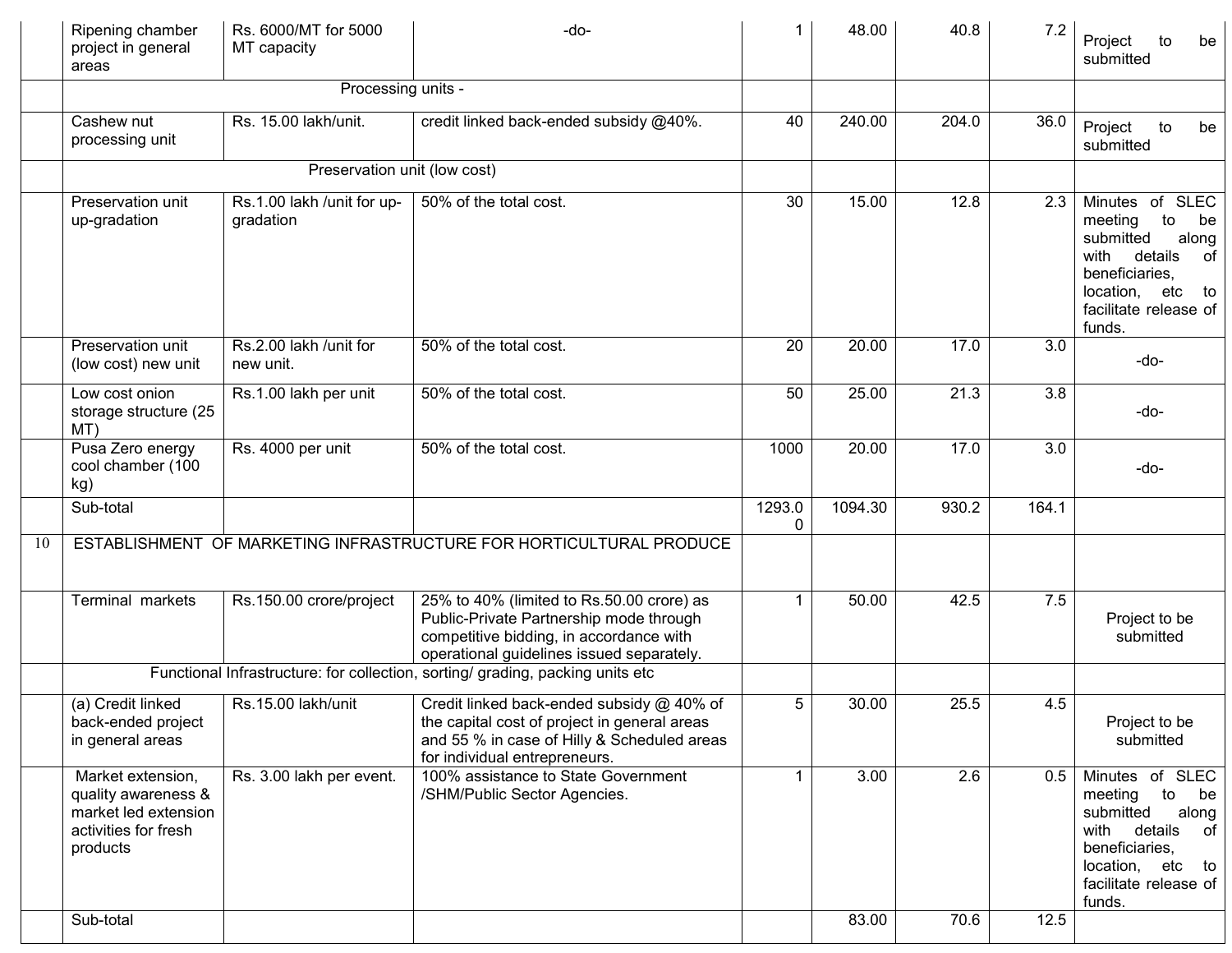| | Ripening chamber project in general areas | Rs. 6000/MT for 5000 MT capacity | -do- | 1 | 48.00 | 40.8 | 7.2 | Project to be submitted |
|---|---|---|---|---|---|---|---|---|
| | Processing units - | | | | | | | |
| | Cashew nut processing unit | Rs. 15.00 lakh/unit. | credit linked back-ended subsidy @40%. | 40 | 240.00 | 204.0 | 36.0 | Project to be submitted |
| | Preservation unit (low cost) | | | | | | | |
| | Preservation unit up-gradation | Rs.1.00 lakh /unit for up-gradation | 50% of the total cost. | 30 | 15.00 | 12.8 | 2.3 | Minutes of SLEC meeting to be submitted along with details of beneficiaries, location, etc to facilitate release of funds. |
| | Preservation unit (low cost) new unit | Rs.2.00 lakh /unit for new unit. | 50% of the total cost. | 20 | 20.00 | 17.0 | 3.0 | -do- |
| | Low cost onion storage structure (25 MT) | Rs.1.00 lakh per unit | 50% of the total cost. | 50 | 25.00 | 21.3 | 3.8 | -do- |
| | Pusa Zero energy cool chamber (100 kg) | Rs. 4000 per unit | 50% of the total cost. | 1000 | 20.00 | 17.0 | 3.0 | -do- |
| | Sub-total | | | 1293.00 | 1094.30 | 930.2 | 164.1 | |
| 10 | ESTABLISHMENT OF MARKETING INFRASTRUCTURE FOR HORTICULTURAL PRODUCE | | | | | | | |
| | Terminal markets | Rs.150.00 crore/project | 25% to 40% (limited to Rs.50.00 crore) as Public-Private Partnership mode through competitive bidding, in accordance with operational guidelines issued separately. | 1 | 50.00 | 42.5 | 7.5 | Project to be submitted |
| | Functional Infrastructure: for collection, sorting/ grading, packing units etc | | | | | | | |
| | (a) Credit linked back-ended project in general areas | Rs.15.00 lakh/unit | Credit linked back-ended subsidy @ 40% of the capital cost of project in general areas and 55 % in case of Hilly & Scheduled areas for individual entrepreneurs. | 5 | 30.00 | 25.5 | 4.5 | Project to be submitted |
| | Market extension, quality awareness & market led extension activities for fresh products | Rs. 3.00 lakh per event. | 100% assistance to State Government /SHM/Public Sector Agencies. | 1 | 3.00 | 2.6 | 0.5 | Minutes of SLEC meeting to be submitted along with details of beneficiaries, location, etc to facilitate release of funds. |
| | Sub-total | | | | 83.00 | 70.6 | 12.5 | |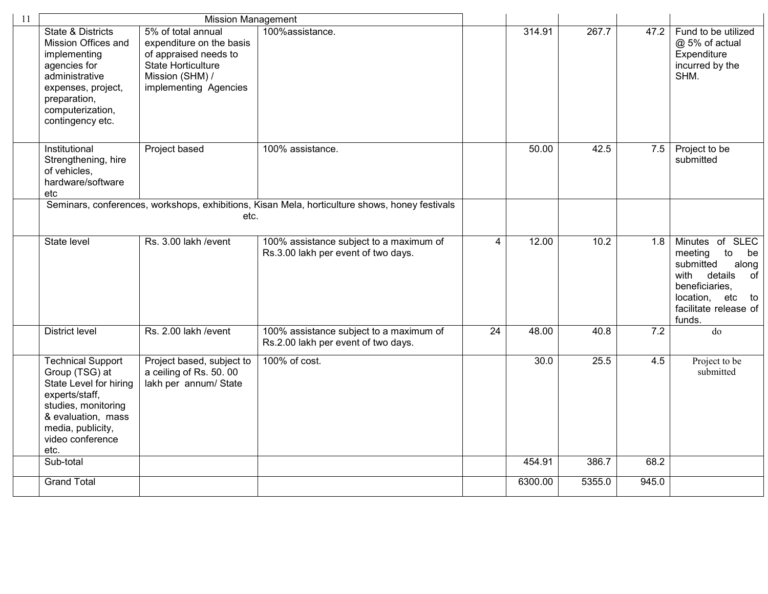| | | | | | | | | |
|---|---|---|---|---|---|---|---|---|
| 11 | Mission Management | | | | | | | |
| | State & Districts Mission Offices and implementing agencies for administrative expenses, project, preparation, computerization, contingency etc. | 5% of total annual expenditure on the basis of appraised needs to State Horticulture Mission (SHM) / implementing Agencies | 100%assistance. | | 314.91 | 267.7 | 47.2 | Fund to be utilized @ 5% of actual Expenditure incurred by the SHM. |
| | Institutional Strengthening, hire of vehicles, hardware/software etc | Project based | 100% assistance. | | 50.00 | 42.5 | 7.5 | Project to be submitted |
| | Seminars, conferences, workshops, exhibitions, Kisan Mela, horticulture shows, honey festivals etc. | | | | | | | |
| | State level | Rs. 3.00 lakh /event | 100% assistance subject to a maximum of Rs.3.00 lakh per event of two days. | 4 | 12.00 | 10.2 | 1.8 | Minutes of SLEC meeting to be submitted along with details of beneficiaries, location, etc to facilitate release of funds. |
| | District level | Rs. 2.00 lakh /event | 100% assistance subject to a maximum of Rs.2.00 lakh per event of two days. | 24 | 48.00 | 40.8 | 7.2 | do |
| | Technical Support Group (TSG) at State Level for hiring experts/staff, studies, monitoring & evaluation, mass media, publicity, video conference etc. | Project based, subject to a ceiling of Rs. 50. 00 lakh per annum/ State | 100% of cost. | | 30.0 | 25.5 | 4.5 | Project to be submitted |
| | Sub-total | | | | 454.91 | 386.7 | 68.2 | |
| | Grand Total | | | | 6300.00 | 5355.0 | 945.0 | |